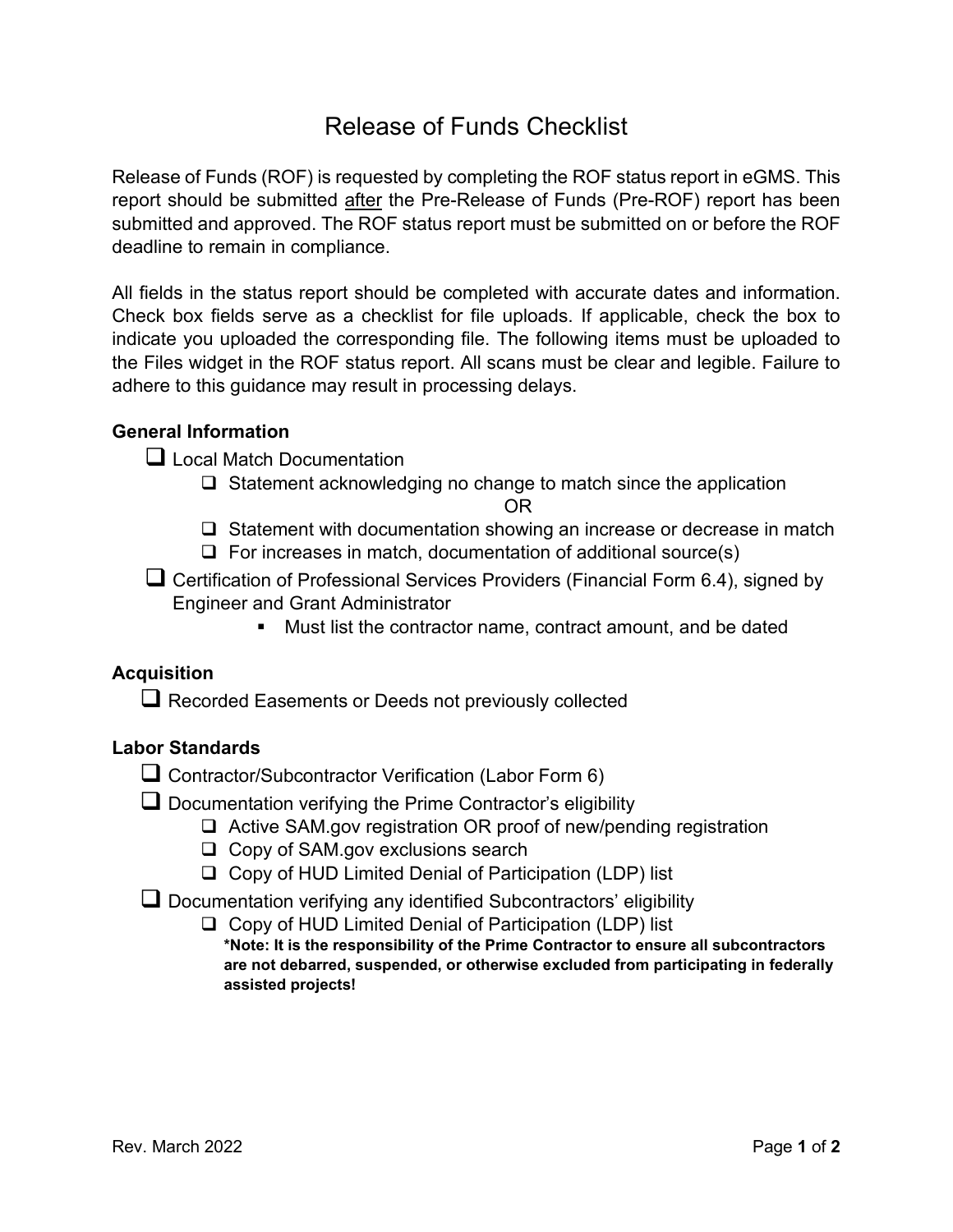# Release of Funds Checklist

Release of Funds (ROF) is requested by completing the ROF status report in eGMS. This report should be submitted <u>after</u> the Pre-Release of Funds (Pre-ROF) report has been submitted and approved. The ROF status report must be submitted on or before the ROF deadline to remain in compliance.

All fields in the status report should be completed with accurate dates and information. Check box fields serve as a checklist for file uploads. If applicable, check the box to indicate you uploaded the corresponding file. The following items must be uploaded to the Files widget in the ROF status report. All scans must be clear and legible. Failure to adhere to this guidance may result in processing delays.

### General Information

- ☐ Local Match Documentation
  - ☐ Statement acknowledging no change to match since the application

    OR

  - ☐ Statement with documentation showing an increase or decrease in match
  - ☐ For increases in match, documentation of additional source(s)
- ☐ Certification of Professional Services Providers (Financial Form 6.4), signed by Engineer and Grant Administrator
  - Must list the contractor name, contract amount, and be dated

### Acquisition

- ☐ Recorded Easements or Deeds not previously collected

### Labor Standards

- ☐ Contractor/Subcontractor Verification (Labor Form 6)
- ☐ Documentation verifying the Prime Contractor's eligibility
  - ☐ Active SAM.gov registration OR proof of new/pending registration
  - ☐ Copy of SAM.gov exclusions search
  - ☐ Copy of HUD Limited Denial of Participation (LDP) list
- ☐ Documentation verifying any identified Subcontractors' eligibility
  - ☐ Copy of HUD Limited Denial of Participation (LDP) list

    **\*Note: It is the responsibility of the Prime Contractor to ensure all subcontractors are not debarred, suspended, or otherwise excluded from participating in federally assisted projects!**

Rev. March 2022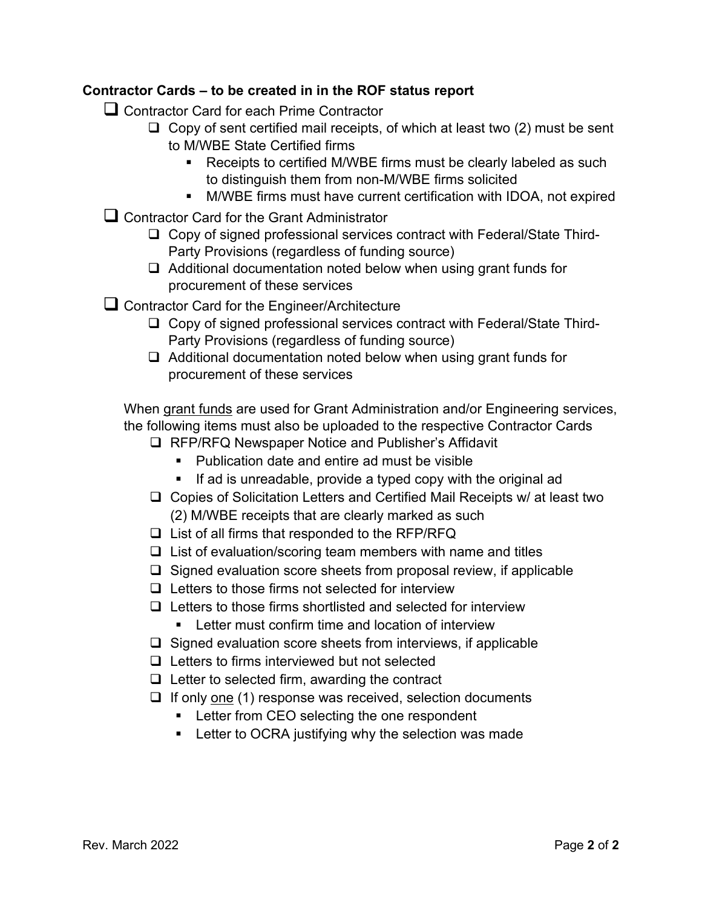**Contractor Cards – to be created in in the ROF status report**

- [ ] Contractor Card for each Prime Contractor
    - [ ] Copy of sent certified mail receipts, of which at least two (2) must be sent to M/WBE State Certified firms
        - Receipts to certified M/WBE firms must be clearly labeled as such to distinguish them from non-M/WBE firms solicited
        - M/WBE firms must have current certification with IDOA, not expired
- [ ] Contractor Card for the Grant Administrator
    - [ ] Copy of signed professional services contract with Federal/State Third-Party Provisions (regardless of funding source)
    - [ ] Additional documentation noted below when using grant funds for procurement of these services
- [ ] Contractor Card for the Engineer/Architecture
    - [ ] Copy of signed professional services contract with Federal/State Third-Party Provisions (regardless of funding source)
    - [ ] Additional documentation noted below when using grant funds for procurement of these services

When <u>grant funds</u> are used for Grant Administration and/or Engineering services, the following items must also be uploaded to the respective Contractor Cards

- [ ] RFP/RFQ Newspaper Notice and Publisher's Affidavit
    - Publication date and entire ad must be visible
    - If ad is unreadable, provide a typed copy with the original ad
- [ ] Copies of Solicitation Letters and Certified Mail Receipts w/ at least two (2) M/WBE receipts that are clearly marked as such
- [ ] List of all firms that responded to the RFP/RFQ
- [ ] List of evaluation/scoring team members with name and titles
- [ ] Signed evaluation score sheets from proposal review, if applicable
- [ ] Letters to those firms not selected for interview
- [ ] Letters to those firms shortlisted and selected for interview
    - Letter must confirm time and location of interview
- [ ] Signed evaluation score sheets from interviews, if applicable
- [ ] Letters to firms interviewed but not selected
- [ ] Letter to selected firm, awarding the contract
- [ ] If only <u>one</u> (1) response was received, selection documents
    - Letter from CEO selecting the one respondent
    - Letter to OCRA justifying why the selection was made

Rev. March 2022